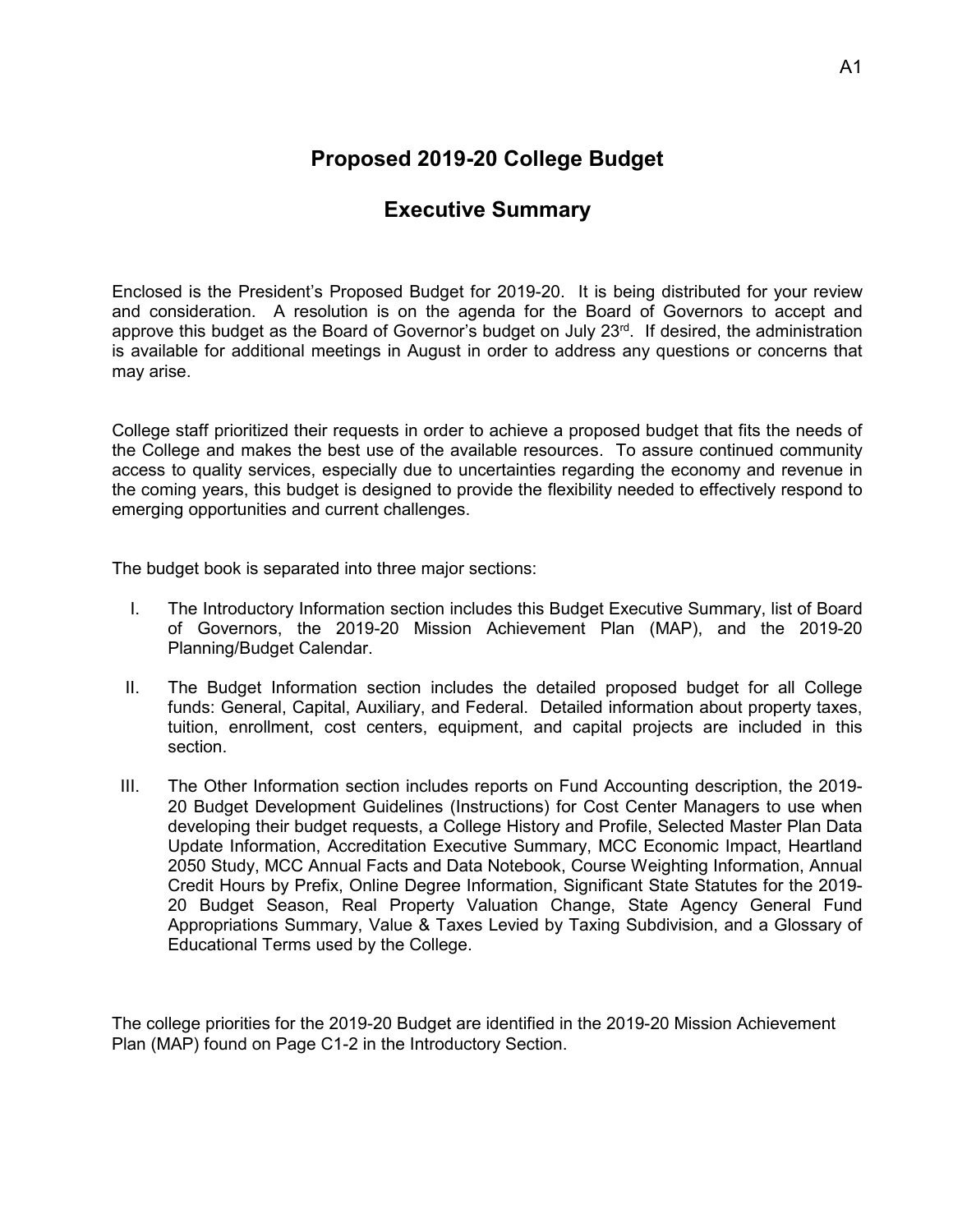# Proposed 2019-20 College Budget

## Executive Summary

Enclosed is the President's Proposed Budget for 2019-20. It is being distributed for your review and consideration. A resolution is on the agenda for the Board of Governors to accept and approve this budget as the Board of Governor's budget on July 23rd. If desired, the administration is available for additional meetings in August in order to address any questions or concerns that may arise.

College staff prioritized their requests in order to achieve a proposed budget that fits the needs of the College and makes the best use of the available resources. To assure continued community access to quality services, especially due to uncertainties regarding the economy and revenue in the coming years, this budget is designed to provide the flexibility needed to effectively respond to emerging opportunities and current challenges.

The budget book is separated into three major sections:

I. The Introductory Information section includes this Budget Executive Summary, list of Board of Governors, the 2019-20 Mission Achievement Plan (MAP), and the 2019-20 Planning/Budget Calendar.

II. The Budget Information section includes the detailed proposed budget for all College funds: General, Capital, Auxiliary, and Federal. Detailed information about property taxes, tuition, enrollment, cost centers, equipment, and capital projects are included in this section.

III. The Other Information section includes reports on Fund Accounting description, the 2019-20 Budget Development Guidelines (Instructions) for Cost Center Managers to use when developing their budget requests, a College History and Profile, Selected Master Plan Data Update Information, Accreditation Executive Summary, MCC Economic Impact, Heartland 2050 Study, MCC Annual Facts and Data Notebook, Course Weighting Information, Annual Credit Hours by Prefix, Online Degree Information, Significant State Statutes for the 2019-20 Budget Season, Real Property Valuation Change, State Agency General Fund Appropriations Summary, Value & Taxes Levied by Taxing Subdivision, and a Glossary of Educational Terms used by the College.

The college priorities for the 2019-20 Budget are identified in the 2019-20 Mission Achievement Plan (MAP) found on Page C1-2 in the Introductory Section.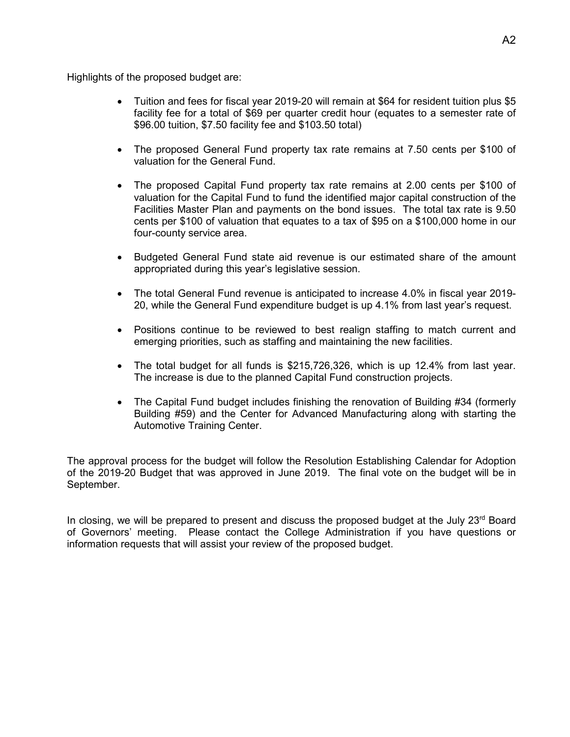Highlights of the proposed budget are:

- Tuition and fees for fiscal year 2019-20 will remain at $64 for resident tuition plus $5 facility fee for a total of $69 per quarter credit hour (equates to a semester rate of $96.00 tuition, $7.50 facility fee and $103.50 total)
- The proposed General Fund property tax rate remains at 7.50 cents per $100 of valuation for the General Fund.
- The proposed Capital Fund property tax rate remains at 2.00 cents per $100 of valuation for the Capital Fund to fund the identified major capital construction of the Facilities Master Plan and payments on the bond issues. The total tax rate is 9.50 cents per $100 of valuation that equates to a tax of $95 on a $100,000 home in our four-county service area.
- Budgeted General Fund state aid revenue is our estimated share of the amount appropriated during this year's legislative session.
- The total General Fund revenue is anticipated to increase 4.0% in fiscal year 2019-20, while the General Fund expenditure budget is up 4.1% from last year's request.
- Positions continue to be reviewed to best realign staffing to match current and emerging priorities, such as staffing and maintaining the new facilities.
- The total budget for all funds is $215,726,326, which is up 12.4% from last year. The increase is due to the planned Capital Fund construction projects.
- The Capital Fund budget includes finishing the renovation of Building #34 (formerly Building #59) and the Center for Advanced Manufacturing along with starting the Automotive Training Center.

The approval process for the budget will follow the Resolution Establishing Calendar for Adoption of the 2019-20 Budget that was approved in June 2019. The final vote on the budget will be in September.

In closing, we will be prepared to present and discuss the proposed budget at the July 23rd Board of Governors' meeting. Please contact the College Administration if you have questions or information requests that will assist your review of the proposed budget.